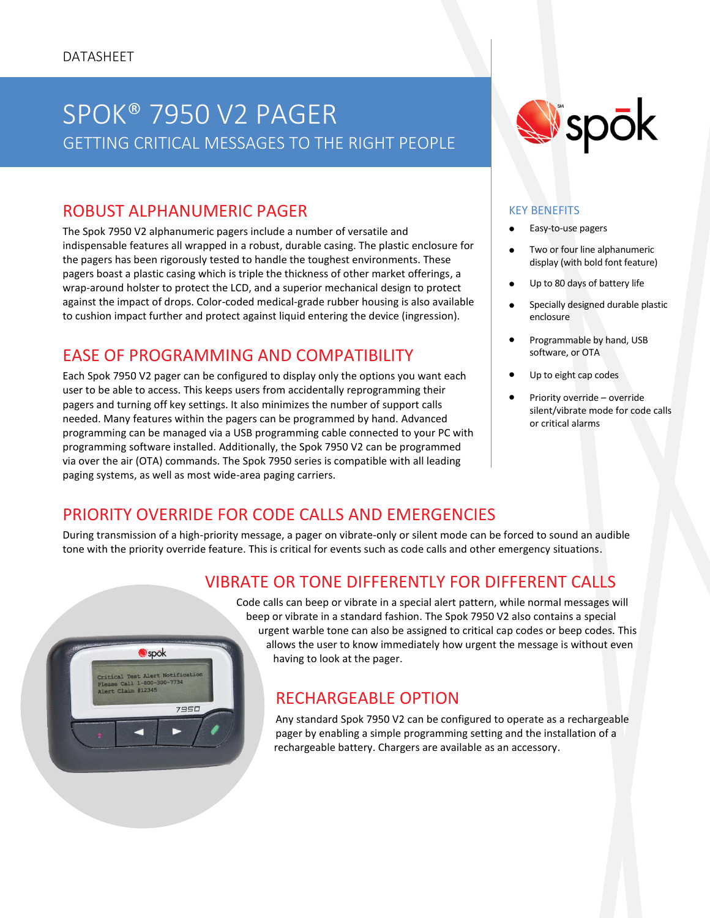DATASHEET

# SPOK® 7950 V2 PAGER

GETTING CRITICAL MESSAGES TO THE RIGHT PEOPLE

## ROBUST ALPHANUMERIC PAGER

The Spok 7950 V2 alphanumeric pagers include a number of versatile and indispensable features all wrapped in a robust, durable casing. The plastic enclosure for the pagers has been rigorously tested to handle the toughest environments. These pagers boast a plastic casing which is triple the thickness of other market offerings, a wrap-around holster to protect the LCD, and a superior mechanical design to protect against the impact of drops. Color-coded medical-grade rubber housing is also available to cushion impact further and protect against liquid entering the device (ingression).

## EASE OF PROGRAMMING AND COMPATIBILITY

Each Spok 7950 V2 pager can be configured to display only the options you want each user to be able to access. This keeps users from accidentally reprogramming their pagers and turning off key settings. It also minimizes the number of support calls needed. Many features within the pagers can be programmed by hand. Advanced programming can be managed via a USB programming cable connected to your PC with programming software installed. Additionally, the Spok 7950 V2 can be programmed via over the air (OTA) commands. The Spok 7950 series is compatible with all leading paging systems, as well as most wide-area paging carriers.

### KEY BENEFITS

- Easy-to-use pagers
- Two or four line alphanumeric display (with bold font feature)
- Up to 80 days of battery life
- Specially designed durable plastic enclosure
- Programmable by hand, USB software, or OTA
- Up to eight cap codes
- Priority override – override silent/vibrate mode for code calls or critical alarms

## PRIORITY OVERRIDE FOR CODE CALLS AND EMERGENCIES

During transmission of a high-priority message, a pager on vibrate-only or silent mode can be forced to sound an audible tone with the priority override feature. This is critical for events such as code calls and other emergency situations.

## VIBRATE OR TONE DIFFERENTLY FOR DIFFERENT CALLS

Code calls can beep or vibrate in a special alert pattern, while normal messages will beep or vibrate in a standard fashion. The Spok 7950 V2 also contains a special urgent warble tone can also be assigned to critical cap codes or beep codes. This allows the user to know immediately how urgent the message is without even having to look at the pager.

## RECHARGEABLE OPTION

Any standard Spok 7950 V2 can be configured to operate as a rechargeable pager by enabling a simple programming setting and the installation of a rechargeable battery. Chargers are available as an accessory.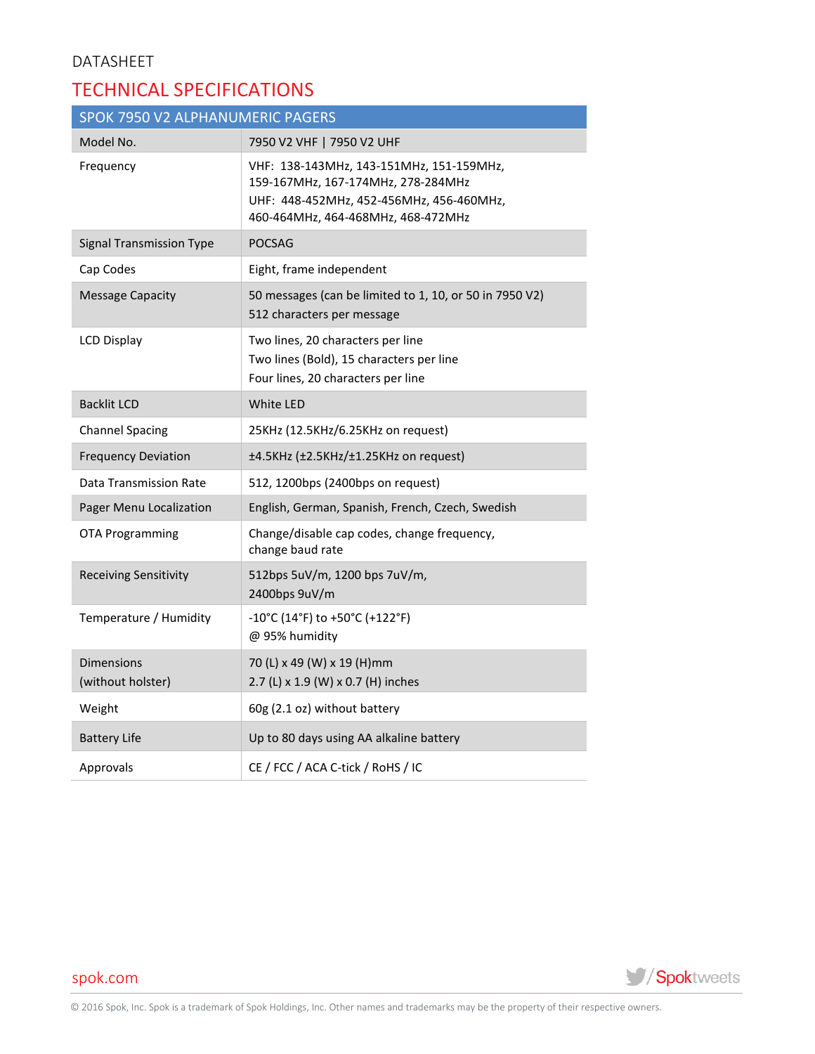DATASHEET

# TECHNICAL SPECIFICATIONS

| SPOK 7950 V2 ALPHANUMERIC PAGERS | |
|---|---|
| Model No. | 7950 V2 VHF \| 7950 V2 UHF |
| Frequency | VHF: 138-143MHz, 143-151MHz, 151-159MHz, 159-167MHz, 167-174MHz, 278-284MHz<br>UHF: 448-452MHz, 452-456MHz, 456-460MHz, 460-464MHz, 464-468MHz, 468-472MHz |
| Signal Transmission Type | POCSAG |
| Cap Codes | Eight, frame independent |
| Message Capacity | 50 messages (can be limited to 1, 10, or 50 in 7950 V2)<br>512 characters per message |
| LCD Display | Two lines, 20 characters per line<br>Two lines (Bold), 15 characters per line<br>Four lines, 20 characters per line |
| Backlit LCD | White LED |
| Channel Spacing | 25KHz (12.5KHz/6.25KHz on request) |
| Frequency Deviation | ±4.5KHz (±2.5KHz/±1.25KHz on request) |
| Data Transmission Rate | 512, 1200bps (2400bps on request) |
| Pager Menu Localization | English, German, Spanish, French, Czech, Swedish |
| OTA Programming | Change/disable cap codes, change frequency, change baud rate |
| Receiving Sensitivity | 512bps 5uV/m, 1200 bps 7uV/m, 2400bps 9uV/m |
| Temperature / Humidity | -10°C (14°F) to +50°C (+122°F)<br>@ 95% humidity |
| Dimensions (without holster) | 70 (L) x 49 (W) x 19 (H)mm<br>2.7 (L) x 1.9 (W) x 0.7 (H) inches |
| Weight | 60g (2.1 oz) without battery |
| Battery Life | Up to 80 days using AA alkaline battery |
| Approvals | CE / FCC / ACA C-tick / RoHS / IC |

spok.com

/Spoktweets

© 2016 Spok, Inc. Spok is a trademark of Spok Holdings, Inc. Other names and trademarks may be the property of their respective owners.